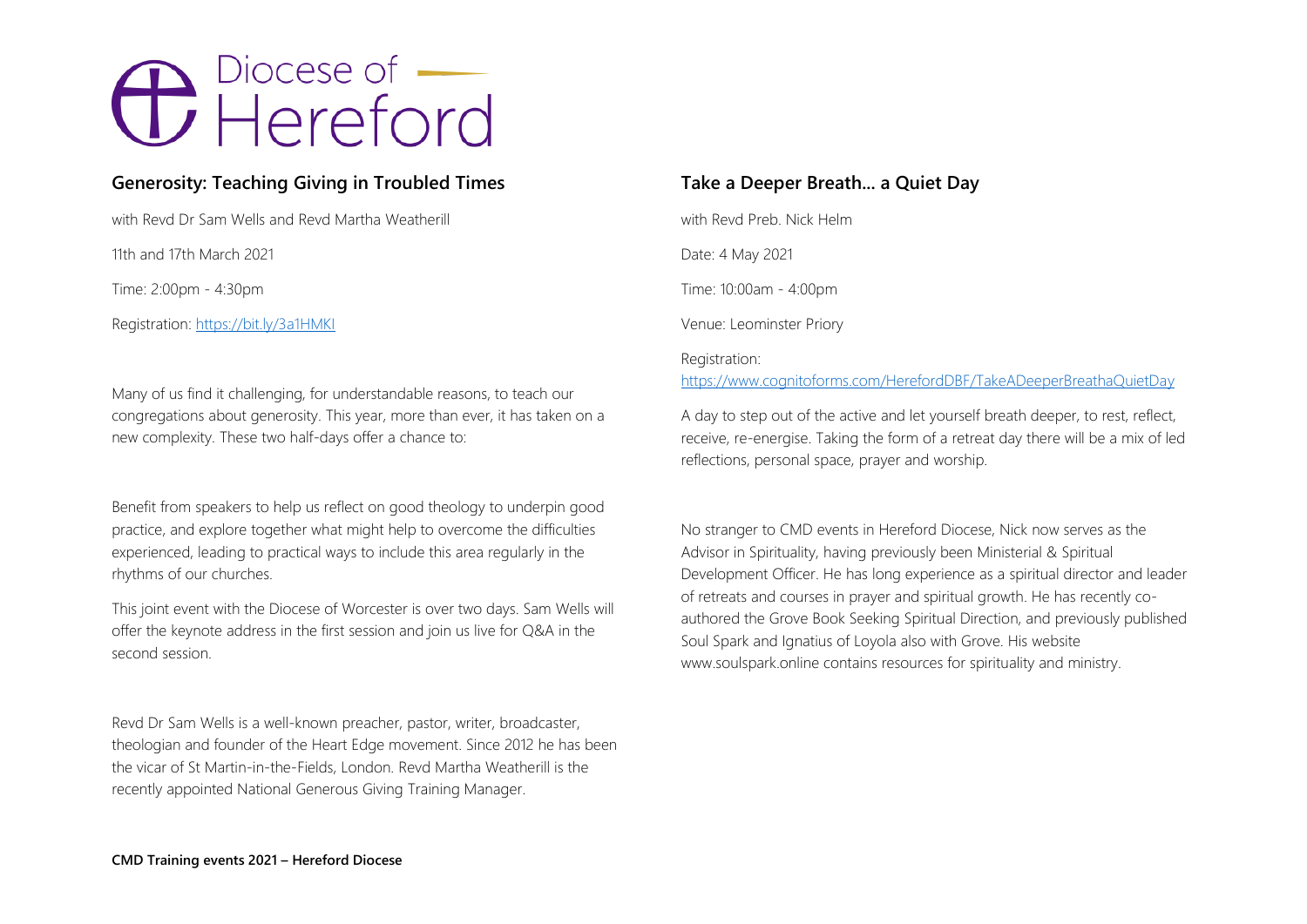# Diocese of Hereford

## Generosity: Teaching Giving in Troubled Times

with Revd Dr Sam Wells and Revd Martha Weatherill

11th and 17th March 2021

Time: 2:00pm - 4:30pm

Registration: https://bit.ly/3a1HMKI

Many of us find it challenging, for understandable reasons, to teach our congregations about generosity. This year, more than ever, it has taken on a new complexity. These two half-days offer a chance to:

Benefit from speakers to help us reflect on good theology to underpin good practice, and explore together what might help to overcome the difficulties experienced, leading to practical ways to include this area regularly in the rhythms of our churches.

This joint event with the Diocese of Worcester is over two days. Sam Wells will offer the keynote address in the first session and join us live for Q&A in the second session.

Revd Dr Sam Wells is a well-known preacher, pastor, writer, broadcaster, theologian and founder of the Heart Edge movement. Since 2012 he has been the vicar of St Martin-in-the-Fields, London. Revd Martha Weatherill is the recently appointed National Generous Giving Training Manager.

## Take a Deeper Breath… a Quiet Day

with Revd Preb. Nick Helm

Date: 4 May 2021

Time: 10:00am - 4:00pm

Venue: Leominster Priory

Registration:
https://www.cognitoforms.com/HerefordDBF/TakeADeeperBreathaQuietDay

A day to step out of the active and let yourself breath deeper, to rest, reflect, receive, re-energise. Taking the form of a retreat day there will be a mix of led reflections, personal space, prayer and worship.

No stranger to CMD events in Hereford Diocese, Nick now serves as the Advisor in Spirituality, having previously been Ministerial & Spiritual Development Officer. He has long experience as a spiritual director and leader of retreats and courses in prayer and spiritual growth. He has recently co-authored the Grove Book Seeking Spiritual Direction, and previously published Soul Spark and Ignatius of Loyola also with Grove. His website www.soulspark.online contains resources for spirituality and ministry.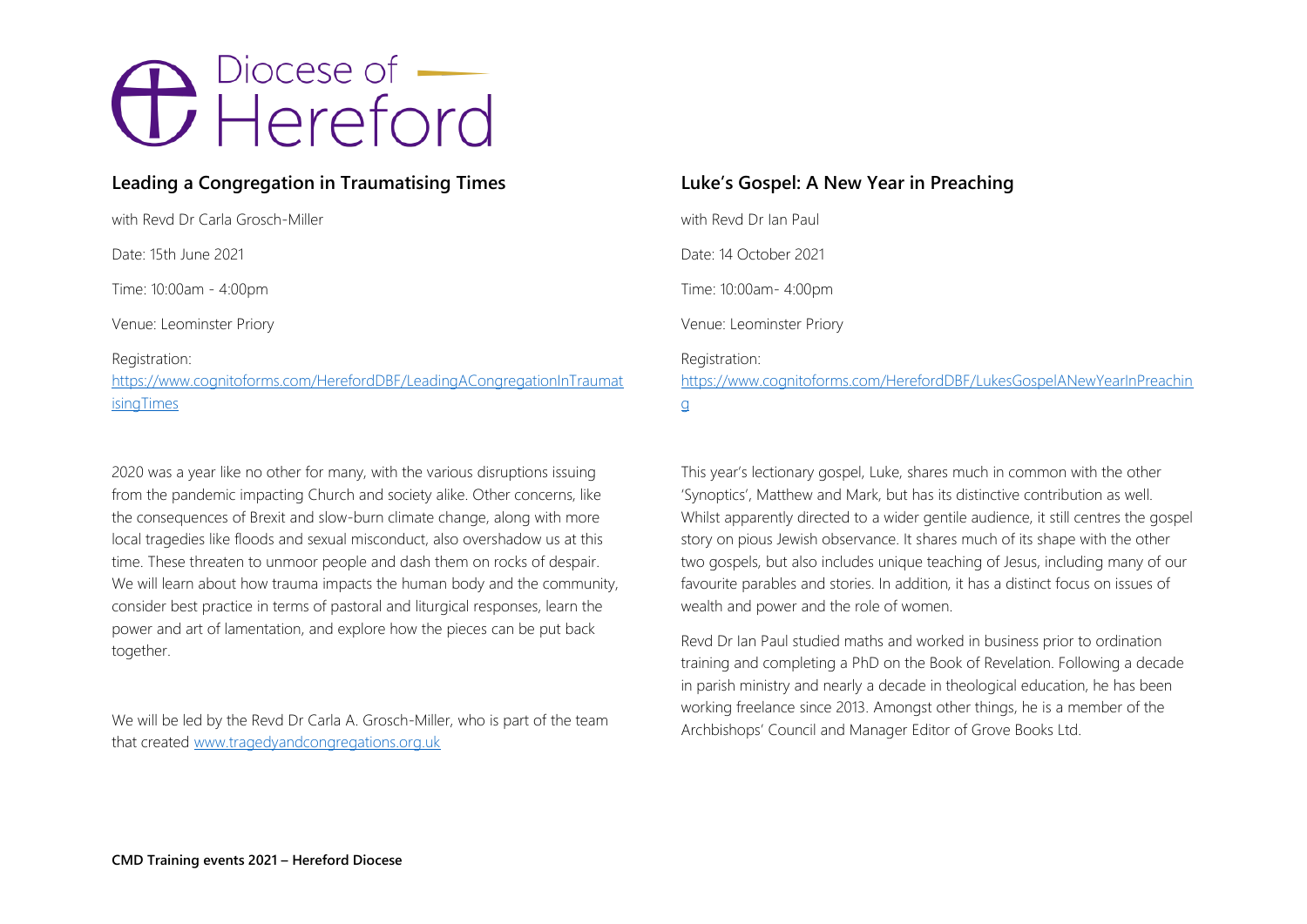Diocese of Hereford

## Leading a Congregation in Traumatising Times

with Revd Dr Carla Grosch-Miller

Date: 15th June 2021

Time: 10:00am - 4:00pm

Venue: Leominster Priory

Registration:
https://www.cognitoforms.com/HerefordDBF/LeadingACongregationInTraumatisingTimes

2020 was a year like no other for many, with the various disruptions issuing from the pandemic impacting Church and society alike. Other concerns, like the consequences of Brexit and slow-burn climate change, along with more local tragedies like floods and sexual misconduct, also overshadow us at this time. These threaten to unmoor people and dash them on rocks of despair. We will learn about how trauma impacts the human body and the community, consider best practice in terms of pastoral and liturgical responses, learn the power and art of lamentation, and explore how the pieces can be put back together.

We will be led by the Revd Dr Carla A. Grosch-Miller, who is part of the team that created www.tragedyandcongregations.org.uk

## Luke's Gospel: A New Year in Preaching

with Revd Dr Ian Paul

Date: 14 October 2021

Time: 10:00am- 4:00pm

Venue: Leominster Priory

Registration:
https://www.cognitoforms.com/HerefordDBF/LukesGospelANewYearInPreaching

This year's lectionary gospel, Luke, shares much in common with the other 'Synoptics', Matthew and Mark, but has its distinctive contribution as well. Whilst apparently directed to a wider gentile audience, it still centres the gospel story on pious Jewish observance. It shares much of its shape with the other two gospels, but also includes unique teaching of Jesus, including many of our favourite parables and stories. In addition, it has a distinct focus on issues of wealth and power and the role of women.

Revd Dr Ian Paul studied maths and worked in business prior to ordination training and completing a PhD on the Book of Revelation. Following a decade in parish ministry and nearly a decade in theological education, he has been working freelance since 2013. Amongst other things, he is a member of the Archbishops' Council and Manager Editor of Grove Books Ltd.